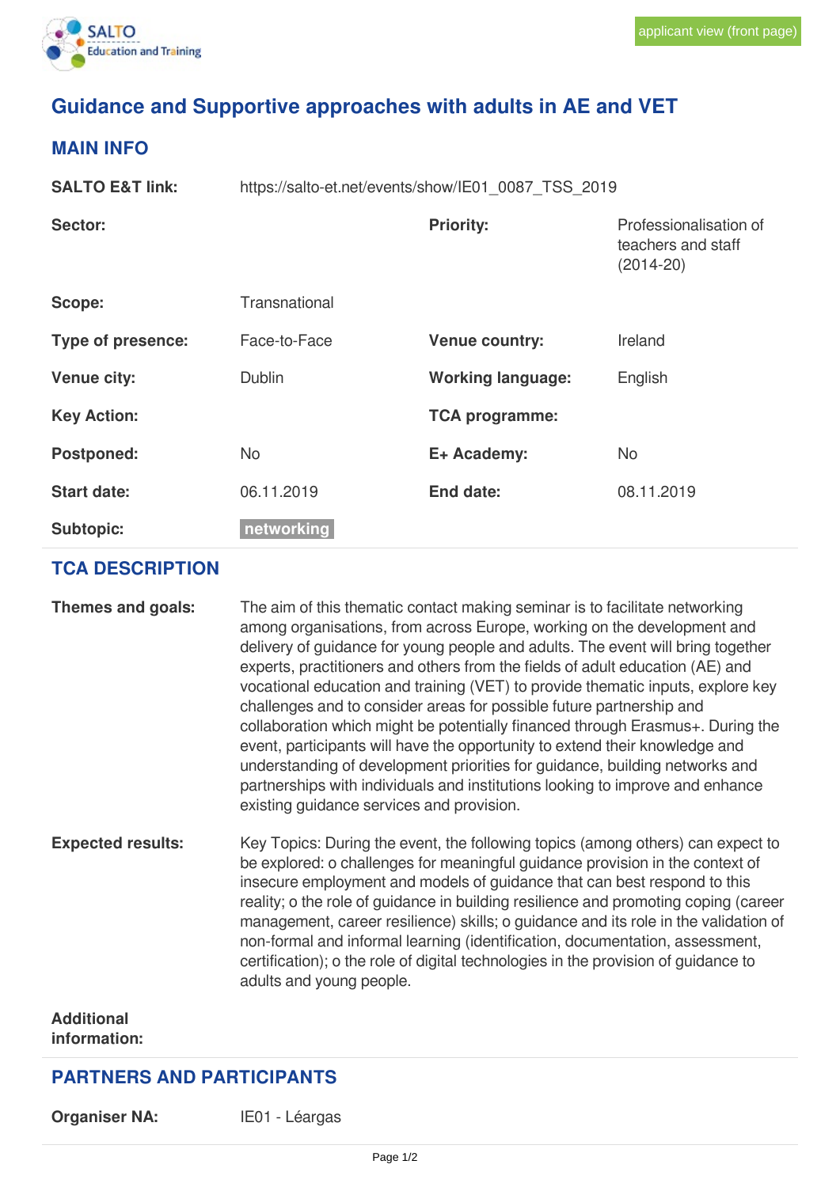applicant view (front page)

# Guidance and Supportive approaches with adults in AE and VET

## MAIN INFO

| | | | |
|---|---|---|---|
| **SALTO E&T link:** | https://salto-et.net/events/show/IE01_0087_TSS_2019 | | |
| **Sector:** | | **Priority:** | Professionalisation of teachers and staff (2014-20) |
| **Scope:** | Transnational | | |
| **Type of presence:** | Face-to-Face | **Venue country:** | Ireland |
| **Venue city:** | Dublin | **Working language:** | English |
| **Key Action:** | | **TCA programme:** | |
| **Postponed:** | No | **E+ Academy:** | No |
| **Start date:** | 06.11.2019 | **End date:** | 08.11.2019 |
| **Subtopic:** | networking | | |

## TCA DESCRIPTION

**Themes and goals:**

The aim of this thematic contact making seminar is to facilitate networking among organisations, from across Europe, working on the development and delivery of guidance for young people and adults. The event will bring together experts, practitioners and others from the fields of adult education (AE) and vocational education and training (VET) to provide thematic inputs, explore key challenges and to consider areas for possible future partnership and collaboration which might be potentially financed through Erasmus+. During the event, participants will have the opportunity to extend their knowledge and understanding of development priorities for guidance, building networks and partnerships with individuals and institutions looking to improve and enhance existing guidance services and provision.

**Expected results:**

Key Topics: During the event, the following topics (among others) can expect to be explored: o challenges for meaningful guidance provision in the context of insecure employment and models of guidance that can best respond to this reality; o the role of guidance in building resilience and promoting coping (career management, career resilience) skills; o guidance and its role in the validation of non-formal and informal learning (identification, documentation, assessment, certification); o the role of digital technologies in the provision of guidance to adults and young people.

**Additional information:**

## PARTNERS AND PARTICIPANTS

**Organiser NA:** IE01 - Léargas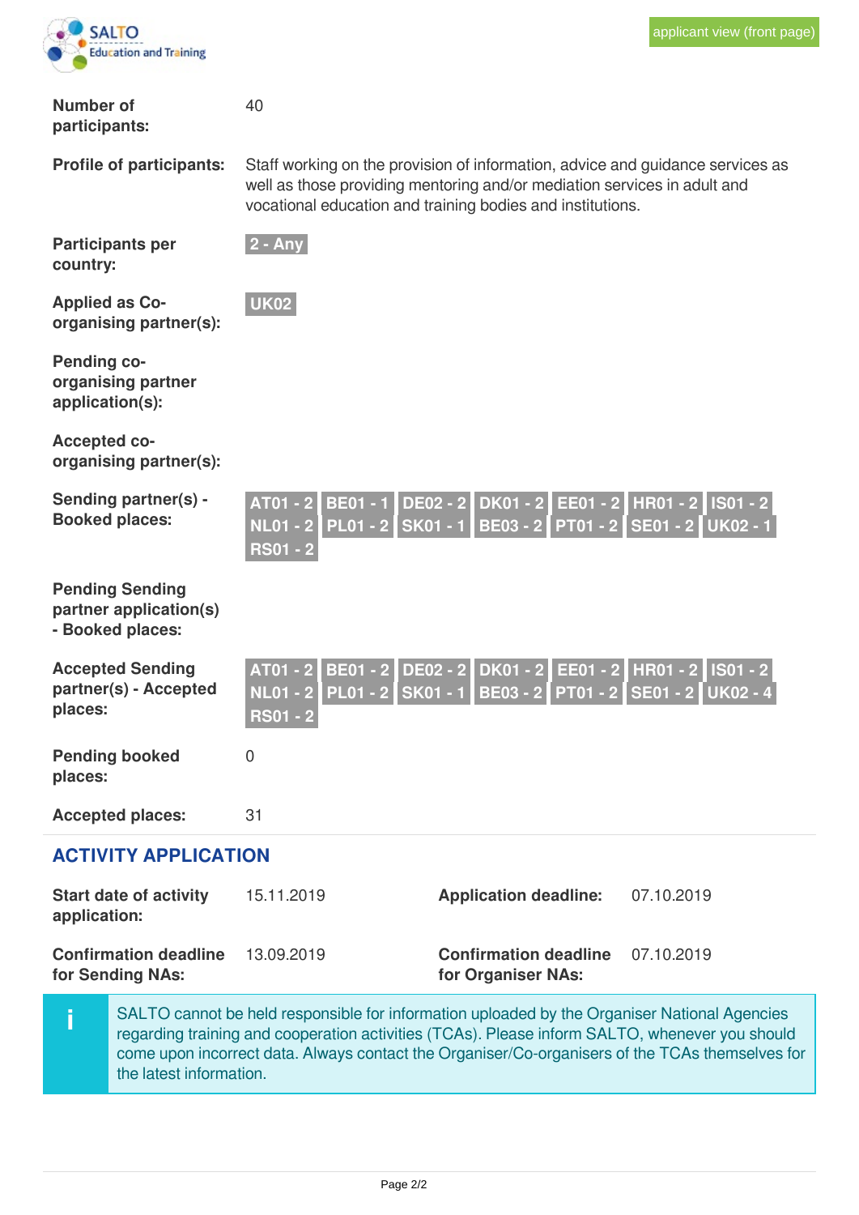SALTO Education and Training

applicant view (front page)

**Number of participants:** 40

**Profile of participants:** Staff working on the provision of information, advice and guidance services as well as those providing mentoring and/or mediation services in adult and vocational education and training bodies and institutions.

**Participants per country:** 2 - Any

**Applied as Co-organising partner(s):** UK02

**Pending co-organising partner application(s):**

**Accepted co-organising partner(s):**

**Sending partner(s) - Booked places:** AT01 - 2 BE01 - 1 DE02 - 2 DK01 - 2 EE01 - 2 HR01 - 2 IS01 - 2 NL01 - 2 PL01 - 2 SK01 - 1 BE03 - 2 PT01 - 2 SE01 - 2 UK02 - 1 RS01 - 2

**Pending Sending partner application(s) - Booked places:**

**Accepted Sending partner(s) - Accepted places:** AT01 - 2 BE01 - 2 DE02 - 2 DK01 - 2 EE01 - 2 HR01 - 2 IS01 - 2 NL01 - 2 PL01 - 2 SK01 - 1 BE03 - 2 PT01 - 2 SE01 - 2 UK02 - 4 RS01 - 2

**Pending booked places:** 0

**Accepted places:** 31

## ACTIVITY APPLICATION

**Start date of activity application:** 15.11.2019

**Application deadline:** 07.10.2019

**Confirmation deadline for Sending NAs:** 13.09.2019

**Confirmation deadline for Organiser NAs:** 07.10.2019

i SALTO cannot be held responsible for information uploaded by the Organiser National Agencies regarding training and cooperation activities (TCAs). Please inform SALTO, whenever you should come upon incorrect data. Always contact the Organiser/Co-organisers of the TCAs themselves for the latest information.